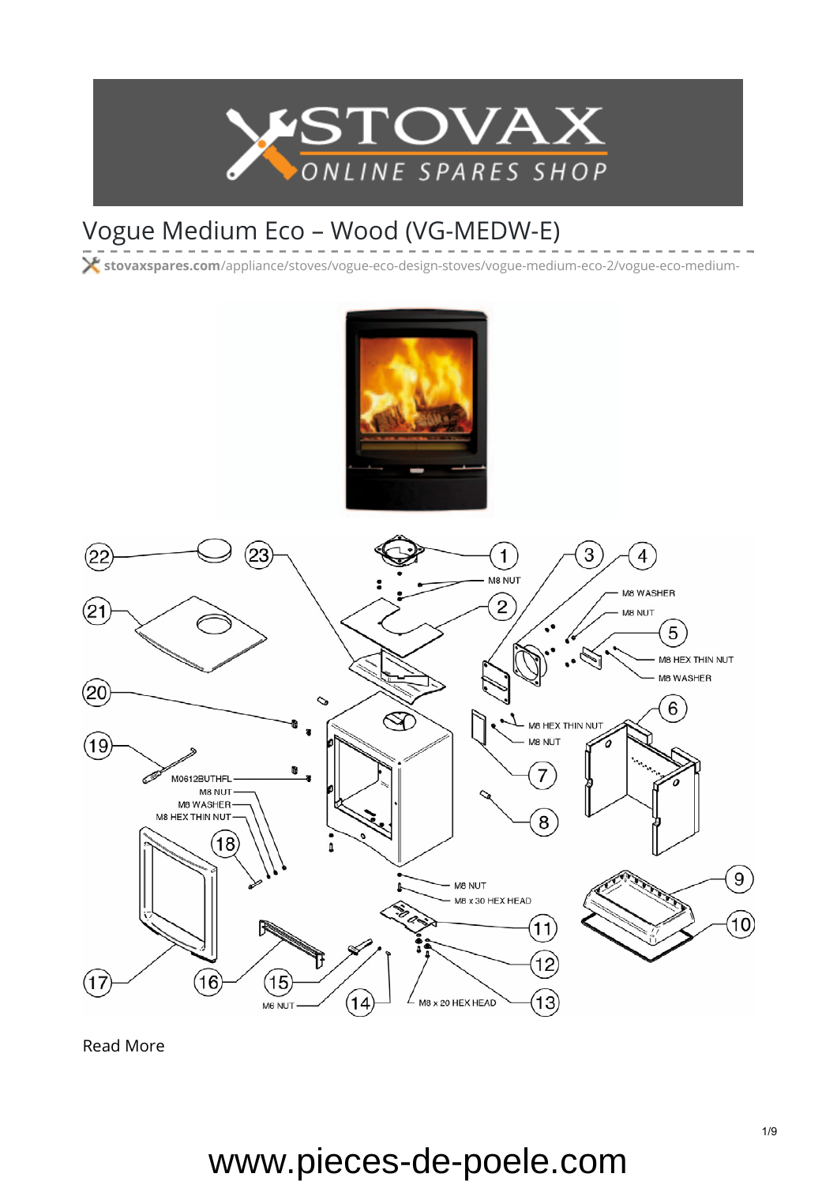# Vogue Medium Eco – Wood (VG-MEDW-E)

stovaxspares.com/appliance/stoves/vogue-eco-design-stoves/vogue-medium-eco-2/vogue-eco-medium-

Read More

www.pieces-de-poele.com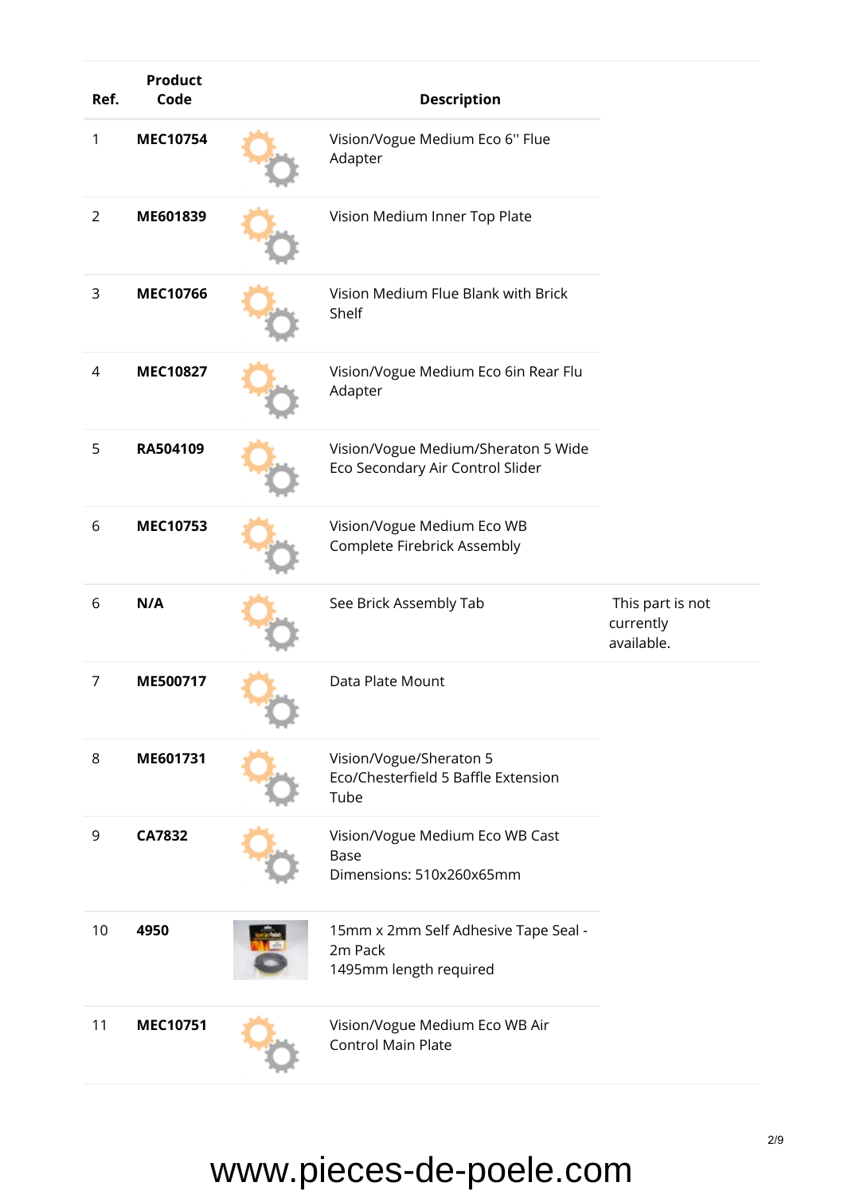| Ref. | Product Code | | Description | |
|---|---|---|---|---|
| 1 | **MEC10754** | | Vision/Vogue Medium Eco 6'' Flue Adapter | |
| 2 | **ME601839** | | Vision Medium Inner Top Plate | |
| 3 | **MEC10766** | | Vision Medium Flue Blank with Brick Shelf | |
| 4 | **MEC10827** | | Vision/Vogue Medium Eco 6in Rear Flu Adapter | |
| 5 | **RA504109** | | Vision/Vogue Medium/Sheraton 5 Wide Eco Secondary Air Control Slider | |
| 6 | **MEC10753** | | Vision/Vogue Medium Eco WB Complete Firebrick Assembly | |
| 6 | **N/A** | | See Brick Assembly Tab | This part is not currently available. |
| 7 | **ME500717** | | Data Plate Mount | |
| 8 | **ME601731** | | Vision/Vogue/Sheraton 5 Eco/Chesterfield 5 Baffle Extension Tube | |
| 9 | **CA7832** | | Vision/Vogue Medium Eco WB Cast Base<br>Dimensions: 510x260x65mm | |
| 10 | **4950** | | 15mm x 2mm Self Adhesive Tape Seal - 2m Pack<br>1495mm length required | |
| 11 | **MEC10751** | | Vision/Vogue Medium Eco WB Air Control Main Plate | |

www.pieces-de-poele.com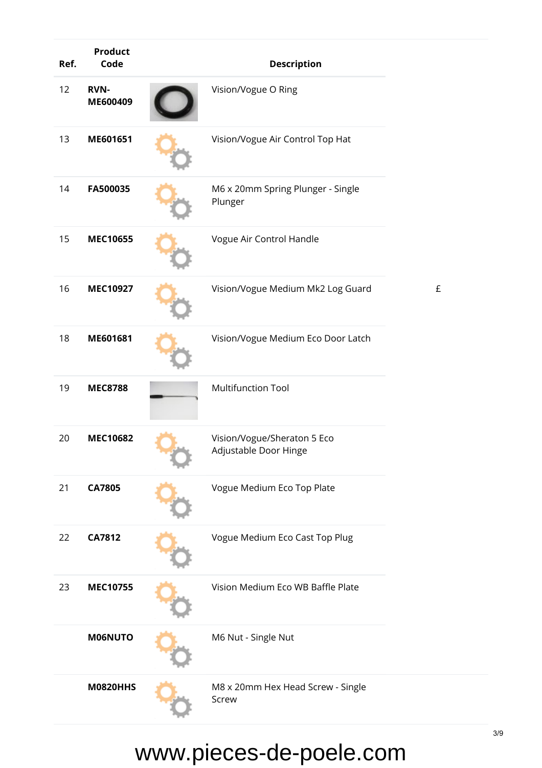| Ref. | Product Code | | Description | |
|---|---|---|---|---|
| 12 | **RVN-ME600409** | | Vision/Vogue O Ring | |
| 13 | **ME601651** | | Vision/Vogue Air Control Top Hat | |
| 14 | **FA500035** | | M6 x 20mm Spring Plunger - Single Plunger | |
| 15 | **MEC10655** | | Vogue Air Control Handle | |
| 16 | **MEC10927** | | Vision/Vogue Medium Mk2 Log Guard | £ |
| 18 | **ME601681** | | Vision/Vogue Medium Eco Door Latch | |
| 19 | **MEC8788** | | Multifunction Tool | |
| 20 | **MEC10682** | | Vision/Vogue/Sheraton 5 Eco Adjustable Door Hinge | |
| 21 | **CA7805** | | Vogue Medium Eco Top Plate | |
| 22 | **CA7812** | | Vogue Medium Eco Cast Top Plug | |
| 23 | **MEC10755** | | Vision Medium Eco WB Baffle Plate | |
| | **M06NUTO** | | M6 Nut - Single Nut | |
| | **M0820HHS** | | M8 x 20mm Hex Head Screw - Single Screw | |

www.pieces-de-poele.com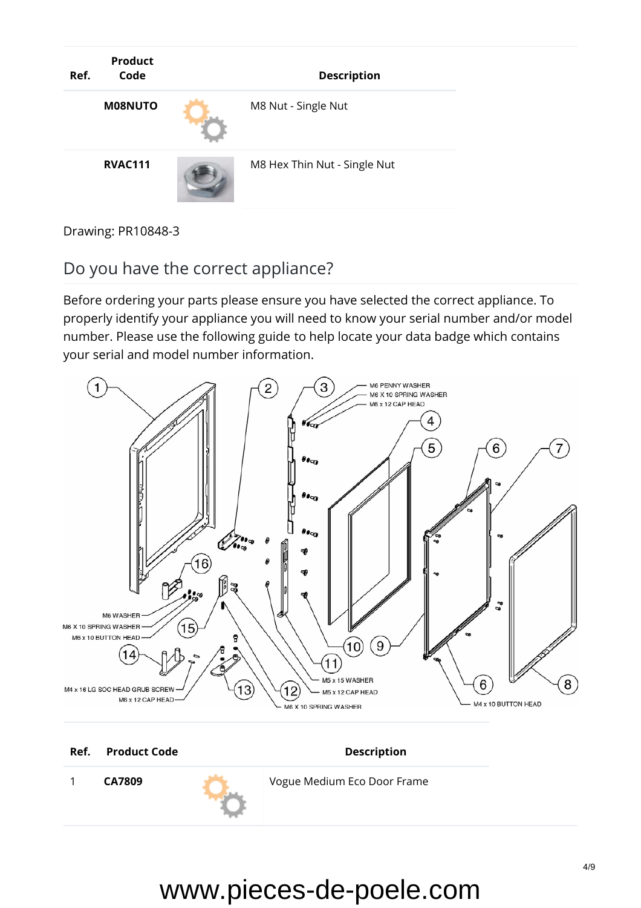| Ref. | Product Code | | Description |
|---|---|---|---|
| | **M08NUTO** | | M8 Nut - Single Nut |
| | **RVAC111** | | M8 Hex Thin Nut - Single Nut |

Drawing: PR10848-3

## Do you have the correct appliance?

Before ordering your parts please ensure you have selected the correct appliance. To properly identify your appliance you will need to know your serial number and/or model number. Please use the following guide to help locate your data badge which contains your serial and model number information.

| Ref. | Product Code | | Description |
|---|---|---|---|
| 1 | **CA7809** | | Vogue Medium Eco Door Frame |

www.pieces-de-poele.com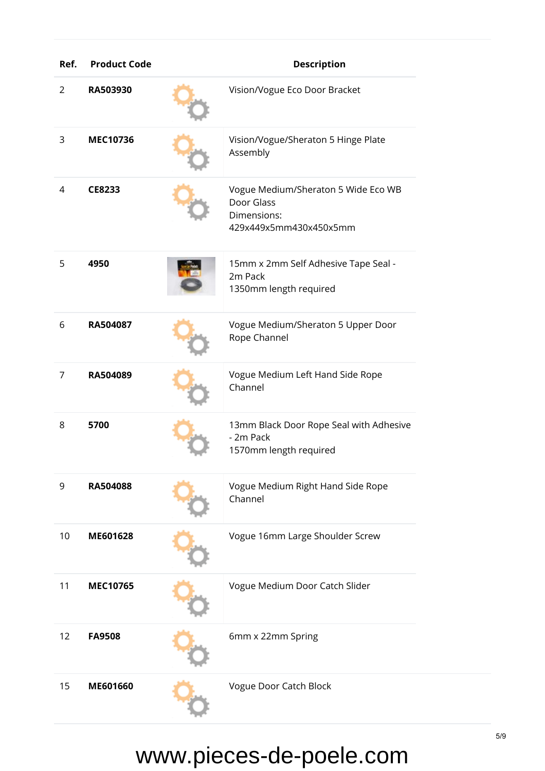| Ref. | Product Code | | Description |
|---|---|---|---|
| 2 | **RA503930** | | Vision/Vogue Eco Door Bracket |
| 3 | **MEC10736** | | Vision/Vogue/Sheraton 5 Hinge Plate Assembly |
| 4 | **CE8233** | | Vogue Medium/Sheraton 5 Wide Eco WB Door Glass<br>Dimensions:<br>429x449x5mm430x450x5mm |
| 5 | **4950** | | 15mm x 2mm Self Adhesive Tape Seal - 2m Pack<br>1350mm length required |
| 6 | **RA504087** | | Vogue Medium/Sheraton 5 Upper Door Rope Channel |
| 7 | **RA504089** | | Vogue Medium Left Hand Side Rope Channel |
| 8 | **5700** | | 13mm Black Door Rope Seal with Adhesive - 2m Pack<br>1570mm length required |
| 9 | **RA504088** | | Vogue Medium Right Hand Side Rope Channel |
| 10 | **ME601628** | | Vogue 16mm Large Shoulder Screw |
| 11 | **MEC10765** | | Vogue Medium Door Catch Slider |
| 12 | **FA9508** | | 6mm x 22mm Spring |
| 15 | **ME601660** | | Vogue Door Catch Block |

www.pieces-de-poele.com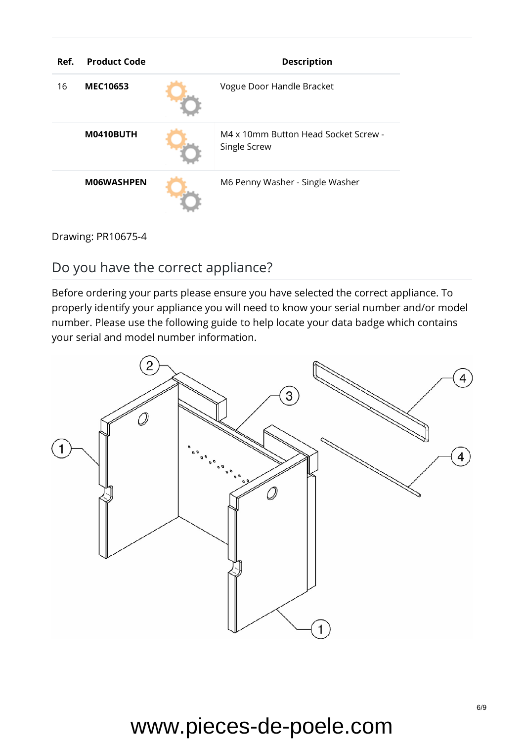| Ref. | Product Code | | Description |
|---|---|---|---|
| 16 | **MEC10653** | | Vogue Door Handle Bracket |
| | **M0410BUTH** | | M4 x 10mm Button Head Socket Screw - Single Screw |
| | **M06WASHPEN** | | M6 Penny Washer - Single Washer |

Drawing: PR10675-4

## Do you have the correct appliance?

Before ordering your parts please ensure you have selected the correct appliance. To properly identify your appliance you will need to know your serial number and/or model number. Please use the following guide to help locate your data badge which contains your serial and model number information.

www.pieces-de-poele.com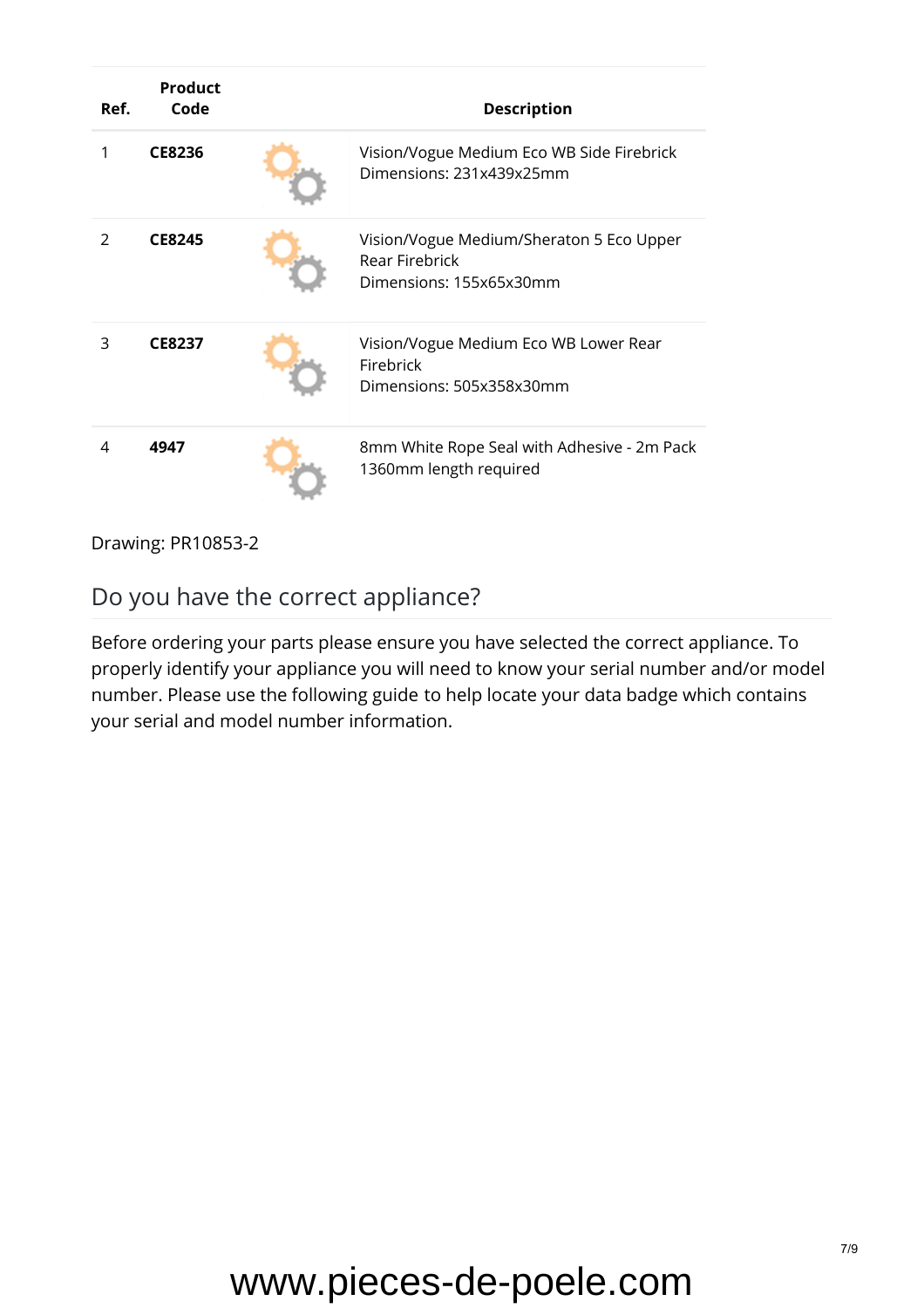| Ref. | Product Code | | Description |
|---|---|---|---|
| 1 | **CE8236** | | Vision/Vogue Medium Eco WB Side Firebrick<br>Dimensions: 231x439x25mm |
| 2 | **CE8245** | | Vision/Vogue Medium/Sheraton 5 Eco Upper Rear Firebrick<br>Dimensions: 155x65x30mm |
| 3 | **CE8237** | | Vision/Vogue Medium Eco WB Lower Rear Firebrick<br>Dimensions: 505x358x30mm |
| 4 | **4947** | | 8mm White Rope Seal with Adhesive - 2m Pack<br>1360mm length required |

Drawing: PR10853-2

## Do you have the correct appliance?

Before ordering your parts please ensure you have selected the correct appliance. To properly identify your appliance you will need to know your serial number and/or model number. Please use the following guide to help locate your data badge which contains your serial and model number information.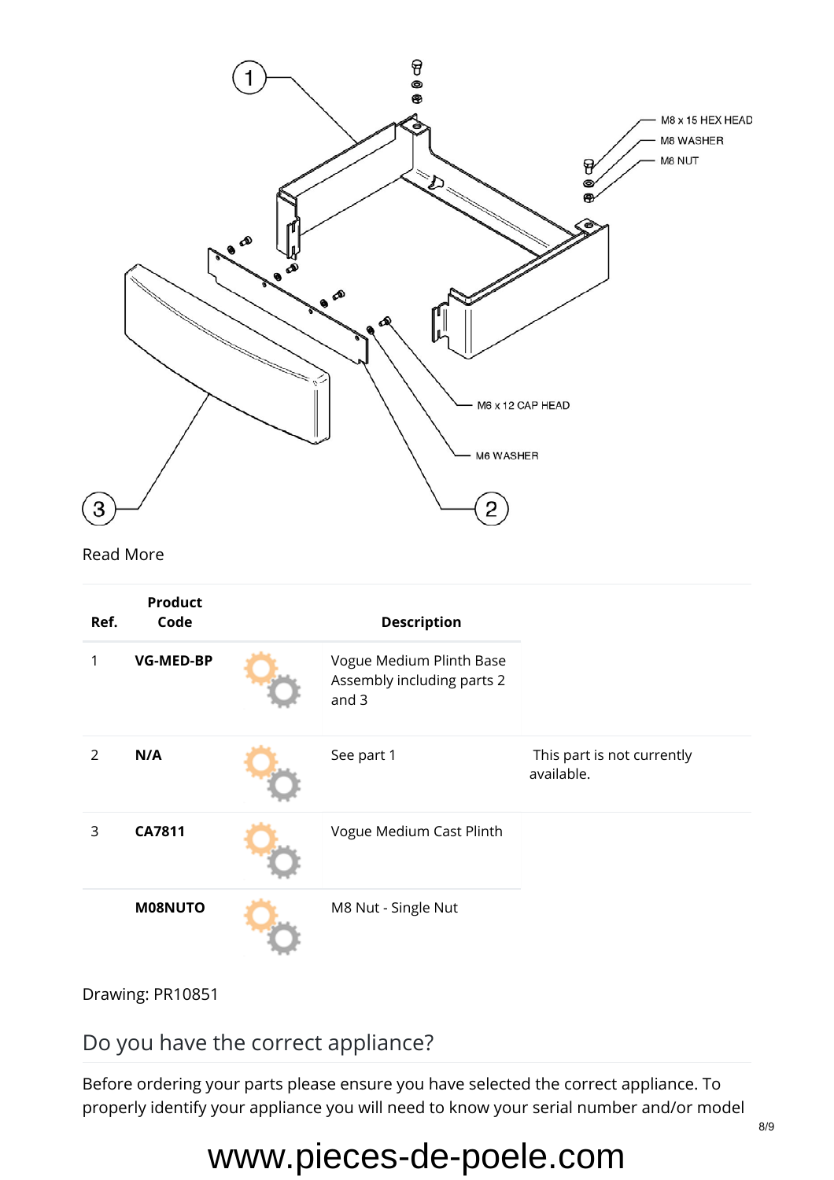Read More

| Ref. | Product Code | | Description | |
|---|---|---|---|---|
| 1 | **VG-MED-BP** | | Vogue Medium Plinth Base Assembly including parts 2 and 3 | |
| 2 | **N/A** | | See part 1 | This part is not currently available. |
| 3 | **CA7811** | | Vogue Medium Cast Plinth | |
| | **M08NUTO** | | M8 Nut - Single Nut | |

Drawing: PR10851

## Do you have the correct appliance?

Before ordering your parts please ensure you have selected the correct appliance. To properly identify your appliance you will need to know your serial number and/or model

www.pieces-de-poele.com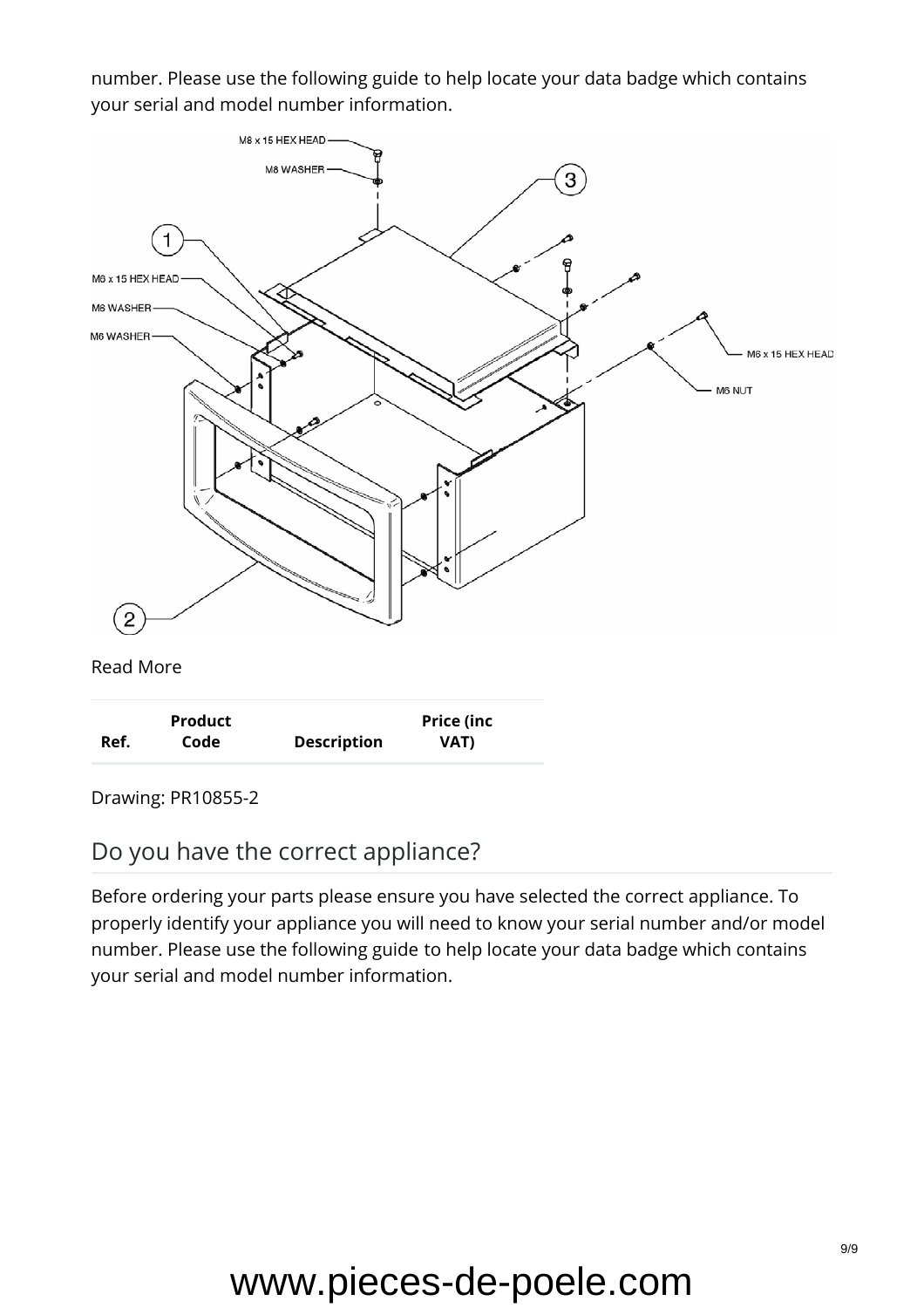number. Please use the following guide to help locate your data badge which contains your serial and model number information.

M8 x 15 HEX HEAD

M8 WASHER

3

1

M6 x 15 HEX HEAD

M8 WASHER

M6 WASHER

M6 x 15 HEX HEAD

M6 NUT

2

Read More

| Ref. | Product Code | Description | Price (inc VAT) |
|---|---|---|---|

Drawing: PR10855-2

## Do you have the correct appliance?

Before ordering your parts please ensure you have selected the correct appliance. To properly identify your appliance you will need to know your serial number and/or model number. Please use the following guide to help locate your data badge which contains your serial and model number information.